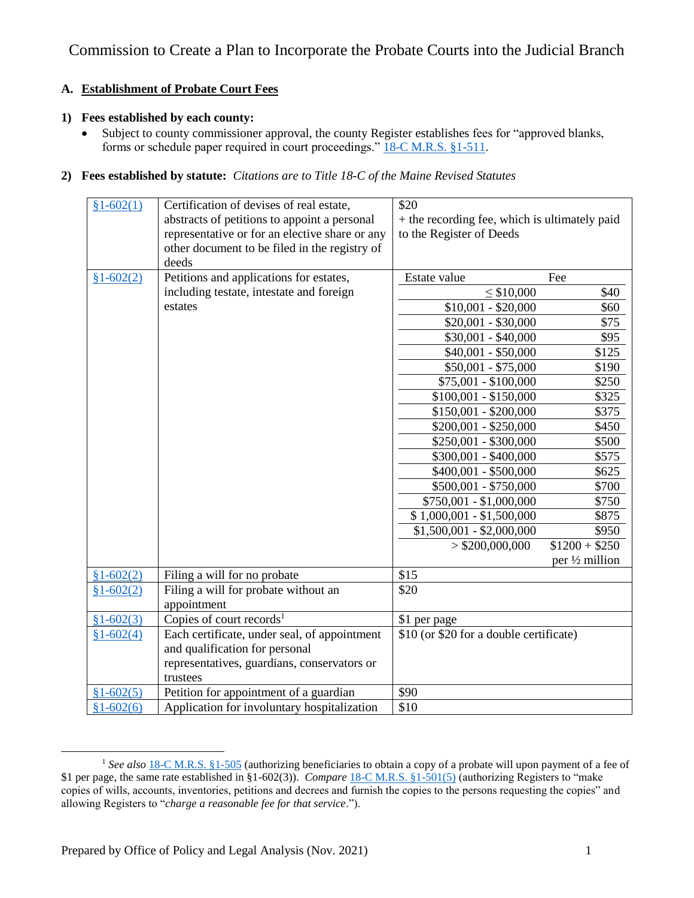# Commission to Create a Plan to Incorporate the Probate Courts into the Judicial Branch

## A. Establishment of Probate Court Fees

### 1) Fees established by each county:

- Subject to county commissioner approval, the county Register establishes fees for "approved blanks, forms or schedule paper required in court proceedings." 18-C M.R.S. §1-511.

### 2) Fees established by statute: *Citations are to Title 18-C of the Maine Revised Statutes*

| Section | Description | Fee | |
|---|---|---|---|
| §1-602(1) | Certification of devises of real estate, abstracts of petitions to appoint a personal representative or for an elective share or any other document to be filed in the registry of deeds | $20 + the recording fee, which is ultimately paid to the Register of Deeds | |
| §1-602(2) | Petitions and applications for estates, including testate, intestate and foreign estates | Estate value | Fee |
| | | ≤ $10,000 | $40 |
| | | $10,001 - $20,000 | $60 |
| | | $20,001 - $30,000 | $75 |
| | | $30,001 - $40,000 | $95 |
| | | $40,001 - $50,000 | $125 |
| | | $50,001 - $75,000 | $190 |
| | | $75,001 - $100,000 | $250 |
| | | $100,001 - $150,000 | $325 |
| | | $150,001 - $200,000 | $375 |
| | | $200,001 - $250,000 | $450 |
| | | $250,001 - $300,000 | $500 |
| | | $300,001 - $400,000 | $575 |
| | | $400,001 - $500,000 | $625 |
| | | $500,001 - $750,000 | $700 |
| | | $750,001 - $1,000,000 | $750 |
| | | $ 1,000,001 - $1,500,000 | $875 |
| | | $1,500,001 - $2,000,000 | $950 |
| | | > $200,000,000 | $1200 + $250 per ½ million |
| §1-602(2) | Filing a will for no probate | $15 | |
| §1-602(2) | Filing a will for probate without an appointment | $20 | |
| §1-602(3) | Copies of court records[1] | $1 per page | |
| §1-602(4) | Each certificate, under seal, of appointment and qualification for personal representatives, guardians, conservators or trustees | $10 (or $20 for a double certificate) | |
| §1-602(5) | Petition for appointment of a guardian | $90 | |
| §1-602(6) | Application for involuntary hospitalization | $10 | |

[1] *See also* 18-C M.R.S. §1-505 (authorizing beneficiaries to obtain a copy of a probate will upon payment of a fee of $1 per page, the same rate established in §1-602(3)). *Compare* 18-C M.R.S. §1-501(5) (authorizing Registers to "make copies of wills, accounts, inventories, petitions and decrees and furnish the copies to the persons requesting the copies" and allowing Registers to "*charge a reasonable fee for that service*.").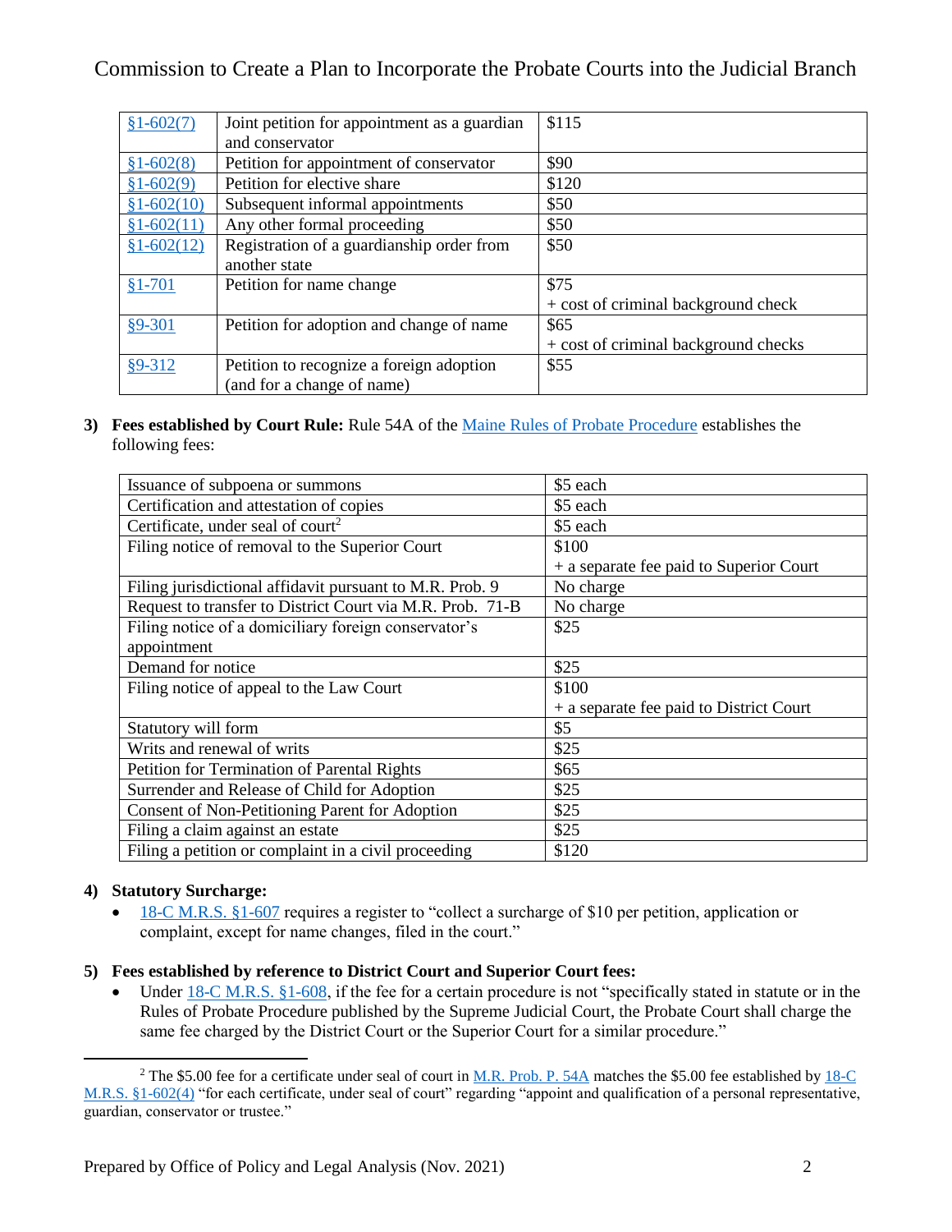| §1-602(7) | Joint petition for appointment as a guardian and conservator | $115 |
|---|---|---|
| §1-602(8) | Petition for appointment of conservator | $90 |
| §1-602(9) | Petition for elective share | $120 |
| §1-602(10) | Subsequent informal appointments | $50 |
| §1-602(11) | Any other formal proceeding | $50 |
| §1-602(12) | Registration of a guardianship order from another state | $50 |
| §1-701 | Petition for name change | $75 + cost of criminal background check |
| §9-301 | Petition for adoption and change of name | $65 + cost of criminal background checks |
| §9-312 | Petition to recognize a foreign adoption (and for a change of name) | $55 |

3) **Fees established by Court Rule:** Rule 54A of the Maine Rules of Probate Procedure establishes the following fees:

| Issuance of subpoena or summons | $5 each |
|---|---|
| Certification and attestation of copies | $5 each |
| Certificate, under seal of court[2] | $5 each |
| Filing notice of removal to the Superior Court | $100 + a separate fee paid to Superior Court |
| Filing jurisdictional affidavit pursuant to M.R. Prob. 9 | No charge |
| Request to transfer to District Court via M.R. Prob. 71-B | No charge |
| Filing notice of a domiciliary foreign conservator's appointment | $25 |
| Demand for notice | $25 |
| Filing notice of appeal to the Law Court | $100 + a separate fee paid to District Court |
| Statutory will form | $5 |
| Writs and renewal of writs | $25 |
| Petition for Termination of Parental Rights | $65 |
| Surrender and Release of Child for Adoption | $25 |
| Consent of Non-Petitioning Parent for Adoption | $25 |
| Filing a claim against an estate | $25 |
| Filing a petition or complaint in a civil proceeding | $120 |

4) **Statutory Surcharge:**

- 18-C M.R.S. §1-607 requires a register to "collect a surcharge of $10 per petition, application or complaint, except for name changes, filed in the court."

5) **Fees established by reference to District Court and Superior Court fees:**

- Under 18-C M.R.S. §1-608, if the fee for a certain procedure is not "specifically stated in statute or in the Rules of Probate Procedure published by the Supreme Judicial Court, the Probate Court shall charge the same fee charged by the District Court or the Superior Court for a similar procedure."

[2] The $5.00 fee for a certificate under seal of court in M.R. Prob. P. 54A matches the $5.00 fee established by 18-C M.R.S. §1-602(4) "for each certificate, under seal of court" regarding "appoint and qualification of a personal representative, guardian, conservator or trustee."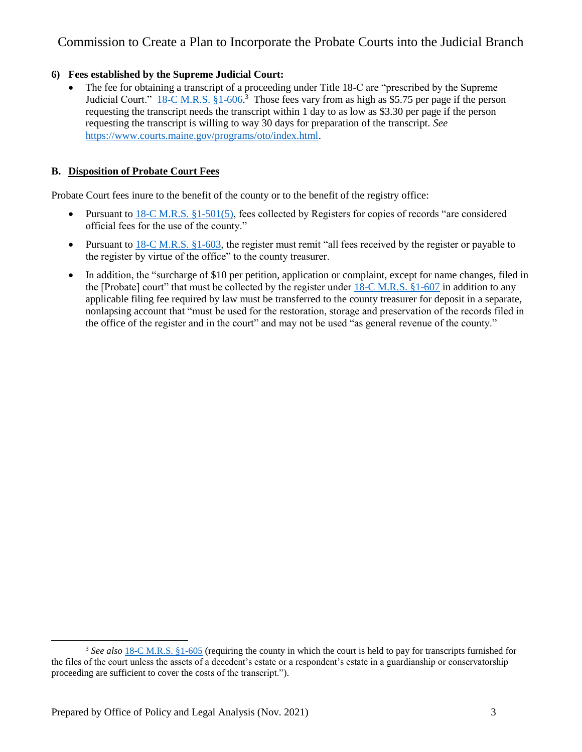**6) Fees established by the Supreme Judicial Court:**

- The fee for obtaining a transcript of a proceeding under Title 18-C are "prescribed by the Supreme Judicial Court." 18-C M.R.S. §1-606.[3] Those fees vary from as high as $5.75 per page if the person requesting the transcript needs the transcript within 1 day to as low as $3.30 per page if the person requesting the transcript is willing to way 30 days for preparation of the transcript. *See* https://www.courts.maine.gov/programs/oto/index.html.

**B. Disposition of Probate Court Fees**

Probate Court fees inure to the benefit of the county or to the benefit of the registry office:

- Pursuant to 18-C M.R.S. §1-501(5), fees collected by Registers for copies of records "are considered official fees for the use of the county."
- Pursuant to 18-C M.R.S. §1-603, the register must remit "all fees received by the register or payable to the register by virtue of the office" to the county treasurer.
- In addition, the "surcharge of $10 per petition, application or complaint, except for name changes, filed in the [Probate] court" that must be collected by the register under 18-C M.R.S. §1-607 in addition to any applicable filing fee required by law must be transferred to the county treasurer for deposit in a separate, nonlapsing account that "must be used for the restoration, storage and preservation of the records filed in the office of the register and in the court" and may not be used "as general revenue of the county."

---

[3] *See also* 18-C M.R.S. §1-605 (requiring the county in which the court is held to pay for transcripts furnished for the files of the court unless the assets of a decedent's estate or a respondent's estate in a guardianship or conservatorship proceeding are sufficient to cover the costs of the transcript.").